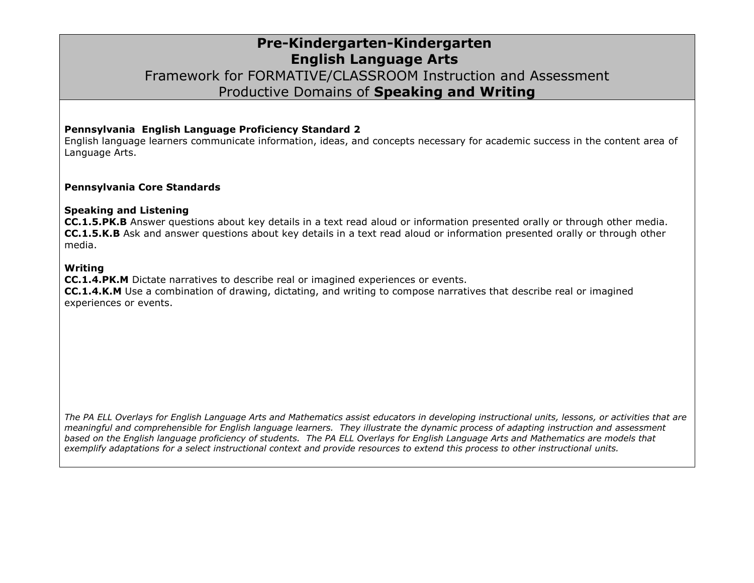# Pre-Kindergarten-Kindergarten
# English Language Arts

## Framework for FORMATIVE/CLASSROOM Instruction and Assessment
## Productive Domains of **Speaking and Writing**

**Pennsylvania English Language Proficiency Standard 2**
English language learners communicate information, ideas, and concepts necessary for academic success in the content area of Language Arts.

**Pennsylvania Core Standards**

**Speaking and Listening**
**CC.1.5.PK.B** Answer questions about key details in a text read aloud or information presented orally or through other media.
**CC.1.5.K.B** Ask and answer questions about key details in a text read aloud or information presented orally or through other media.

**Writing**
**CC.1.4.PK.M** Dictate narratives to describe real or imagined experiences or events.
**CC.1.4.K.M** Use a combination of drawing, dictating, and writing to compose narratives that describe real or imagined experiences or events.

*The PA ELL Overlays for English Language Arts and Mathematics assist educators in developing instructional units, lessons, or activities that are meaningful and comprehensible for English language learners. They illustrate the dynamic process of adapting instruction and assessment based on the English language proficiency of students. The PA ELL Overlays for English Language Arts and Mathematics are models that exemplify adaptations for a select instructional context and provide resources to extend this process to other instructional units.*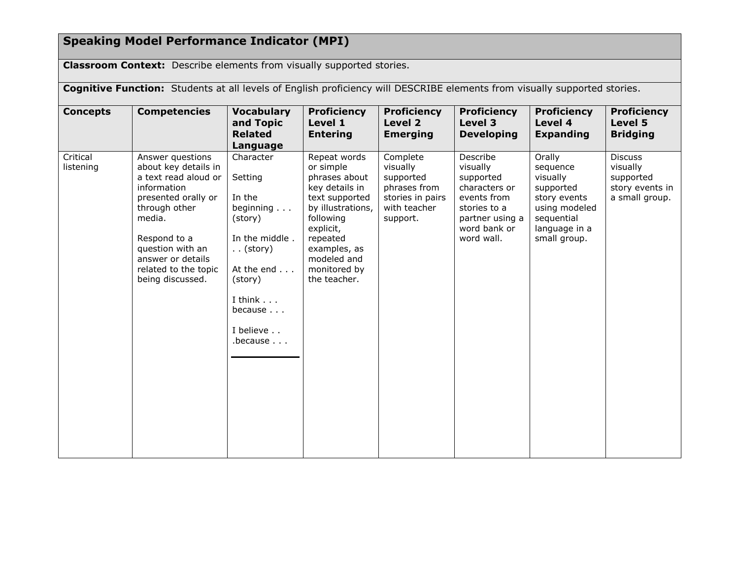## Speaking Model Performance Indicator (MPI)

**Classroom Context:** Describe elements from visually supported stories.

**Cognitive Function:** Students at all levels of English proficiency will DESCRIBE elements from visually supported stories.

| Concepts | Competencies | Vocabulary and Topic Related Language | Proficiency Level 1 Entering | Proficiency Level 2 Emerging | Proficiency Level 3 Developing | Proficiency Level 4 Expanding | Proficiency Level 5 Bridging |
|---|---|---|---|---|---|---|---|
| Critical listening | Answer questions about key details in a text read aloud or information presented orally or through other media.<br><br>Respond to a question with an answer or details related to the topic being discussed. | Character<br><br>Setting<br><br>In the beginning . . . (story)<br><br>In the middle . . . (story)<br><br>At the end . . . (story)<br><br>I think . . . because . . .<br><br>I believe . . .because . . . | Repeat words or simple phrases about key details in text supported by illustrations, following explicit, repeated examples, as modeled and monitored by the teacher. | Complete visually supported phrases from stories in pairs with teacher support. | Describe visually supported characters or events from stories to a partner using a word bank or word wall. | Orally sequence visually supported story events using modeled sequential language in a small group. | Discuss visually supported story events in a small group. |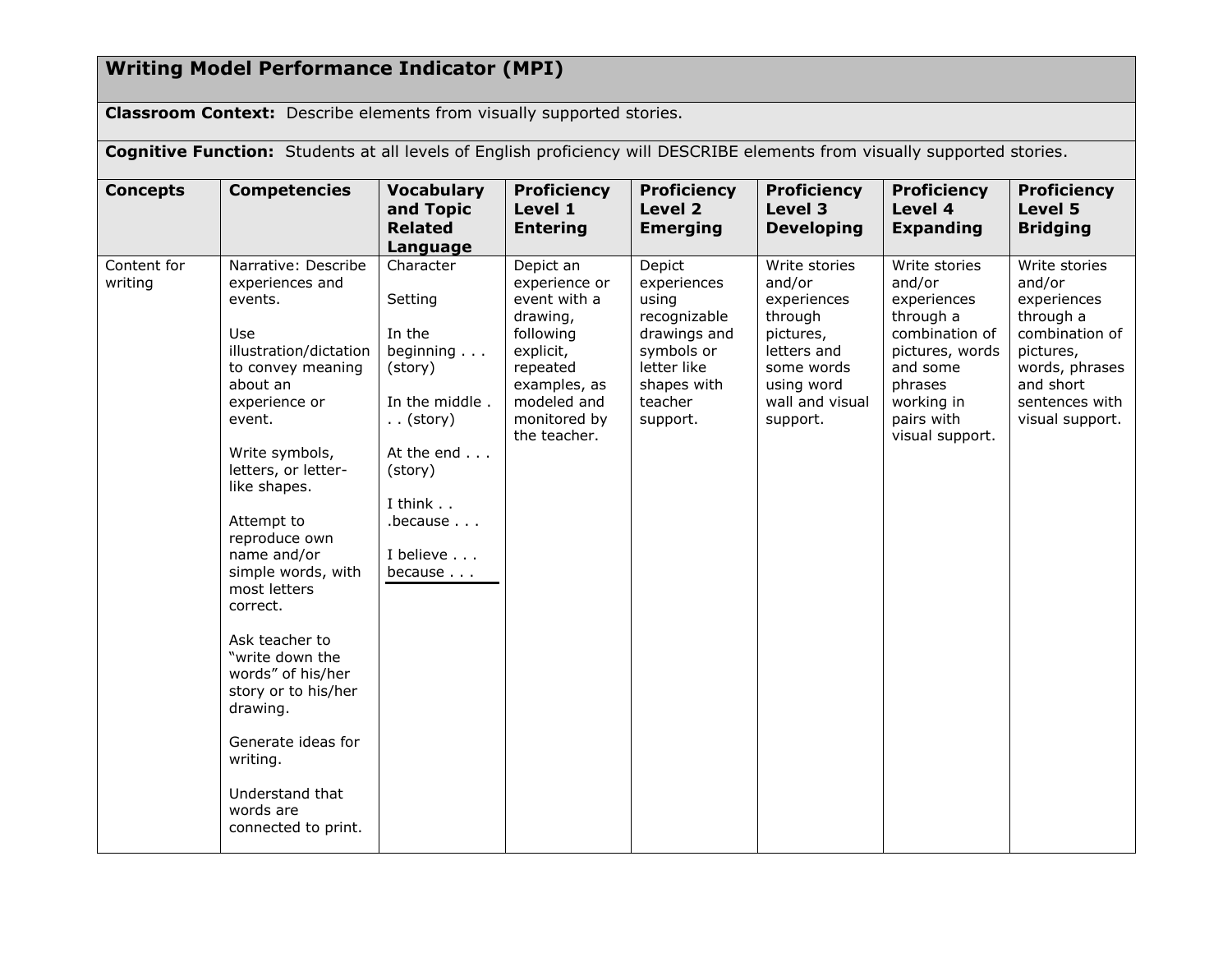## Writing Model Performance Indicator (MPI)

**Classroom Context:** Describe elements from visually supported stories.

**Cognitive Function:** Students at all levels of English proficiency will DESCRIBE elements from visually supported stories.

| Concepts | Competencies | Vocabulary and Topic Related Language | Proficiency Level 1 Entering | Proficiency Level 2 Emerging | Proficiency Level 3 Developing | Proficiency Level 4 Expanding | Proficiency Level 5 Bridging |
|---|---|---|---|---|---|---|---|
| Content for writing | Narrative: Describe experiences and events.<br><br>Use illustration/dictation to convey meaning about an experience or event.<br><br>Write symbols, letters, or letter-like shapes.<br><br>Attempt to reproduce own name and/or simple words, with most letters correct.<br><br>Ask teacher to "write down the words" of his/her story or to his/her drawing.<br><br>Generate ideas for writing.<br><br>Understand that words are connected to print. | Character<br><br>Setting<br><br>In the beginning . . . (story)<br><br>In the middle . . . (story)<br><br>At the end . . . (story)<br><br>I think . . .because . . .<br><br>I believe . . . because . . . | Depict an experience or event with a drawing, following explicit, repeated examples, as modeled and monitored by the teacher. | Depict experiences using recognizable drawings and symbols or letter like shapes with teacher support. | Write stories and/or experiences through pictures, letters and some words using word wall and visual support. | Write stories and/or experiences through a combination of pictures, words and some phrases working in pairs with visual support. | Write stories and/or experiences through a combination of pictures, words, phrases and short sentences with visual support. |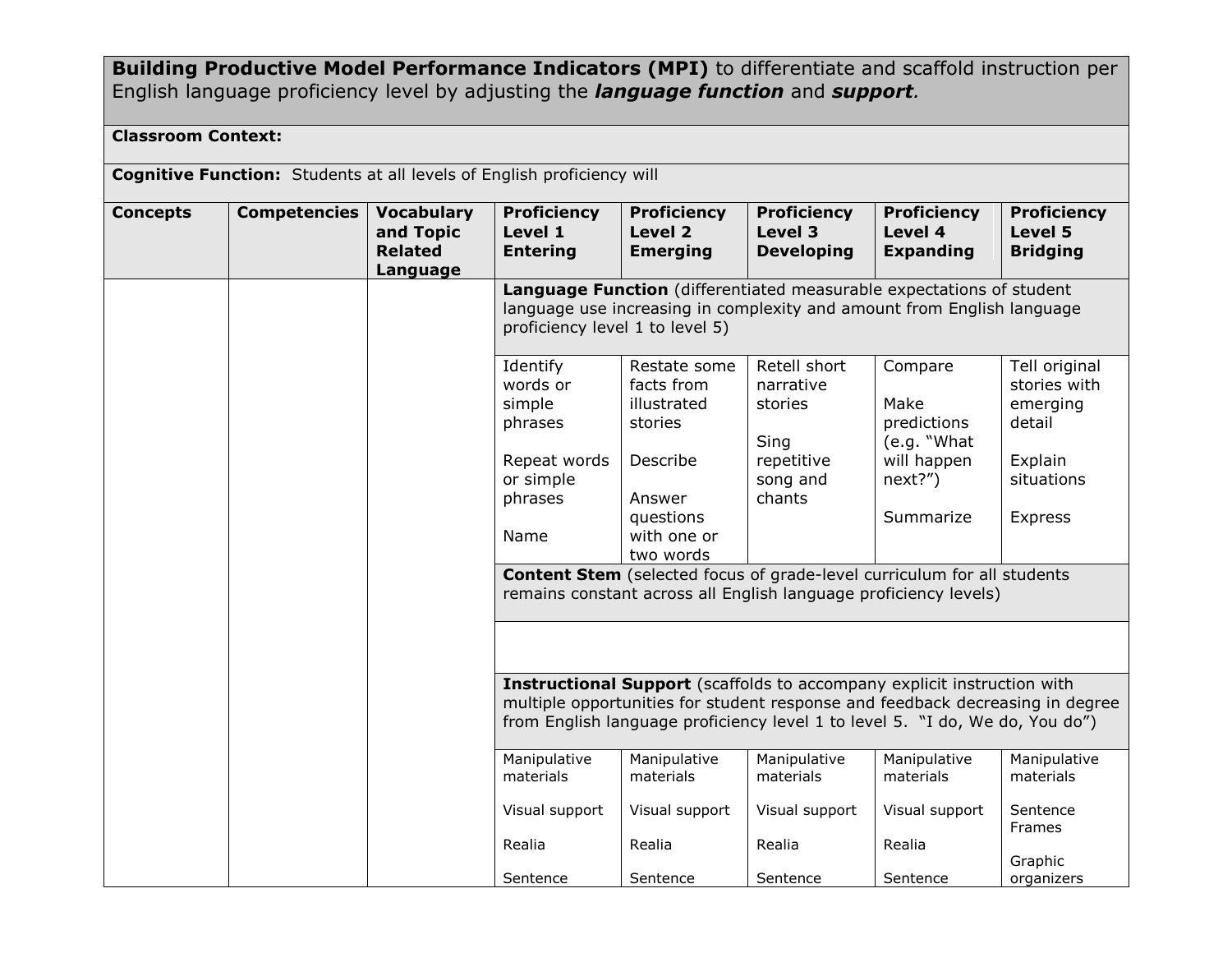**Building Productive Model Performance Indicators (MPI)** to differentiate and scaffold instruction per English language proficiency level by adjusting the ***language function*** and ***support***.

**Classroom Context:**

**Cognitive Function:** Students at all levels of English proficiency will

| **Concepts** | **Competencies** | **Vocabulary and Topic Related Language** | **Proficiency Level 1 Entering** | **Proficiency Level 2 Emerging** | **Proficiency Level 3 Developing** | **Proficiency Level 4 Expanding** | **Proficiency Level 5 Bridging** |
|---|---|---|---|---|---|---|---|
| | | | **Language Function** (differentiated measurable expectations of student language use increasing in complexity and amount from English language proficiency level 1 to level 5) | | | | |
| | | | Identify words or simple phrases<br><br>Repeat words or simple phrases<br><br>Name | Restate some facts from illustrated stories<br><br>Describe<br><br>Answer questions with one or two words | Retell short narrative stories<br><br>Sing repetitive song and chants | Compare<br><br>Make predictions (e.g. "What will happen next?")<br><br>Summarize | Tell original stories with emerging detail<br><br>Explain situations<br><br>Express |
| | | | **Content Stem** (selected focus of grade-level curriculum for all students remains constant across all English language proficiency levels) | | | | |
| | | | | | | | |
| | | | **Instructional Support** (scaffolds to accompany explicit instruction with multiple opportunities for student response and feedback decreasing in degree from English language proficiency level 1 to level 5. "I do, We do, You do") | | | | |
| | | | Manipulative materials<br><br>Visual support<br><br>Realia<br><br>Sentence | Manipulative materials<br><br>Visual support<br><br>Realia<br><br>Sentence | Manipulative materials<br><br>Visual support<br><br>Realia<br><br>Sentence | Manipulative materials<br><br>Visual support<br><br>Realia<br><br>Sentence | Manipulative materials<br><br>Sentence Frames<br><br>Graphic organizers |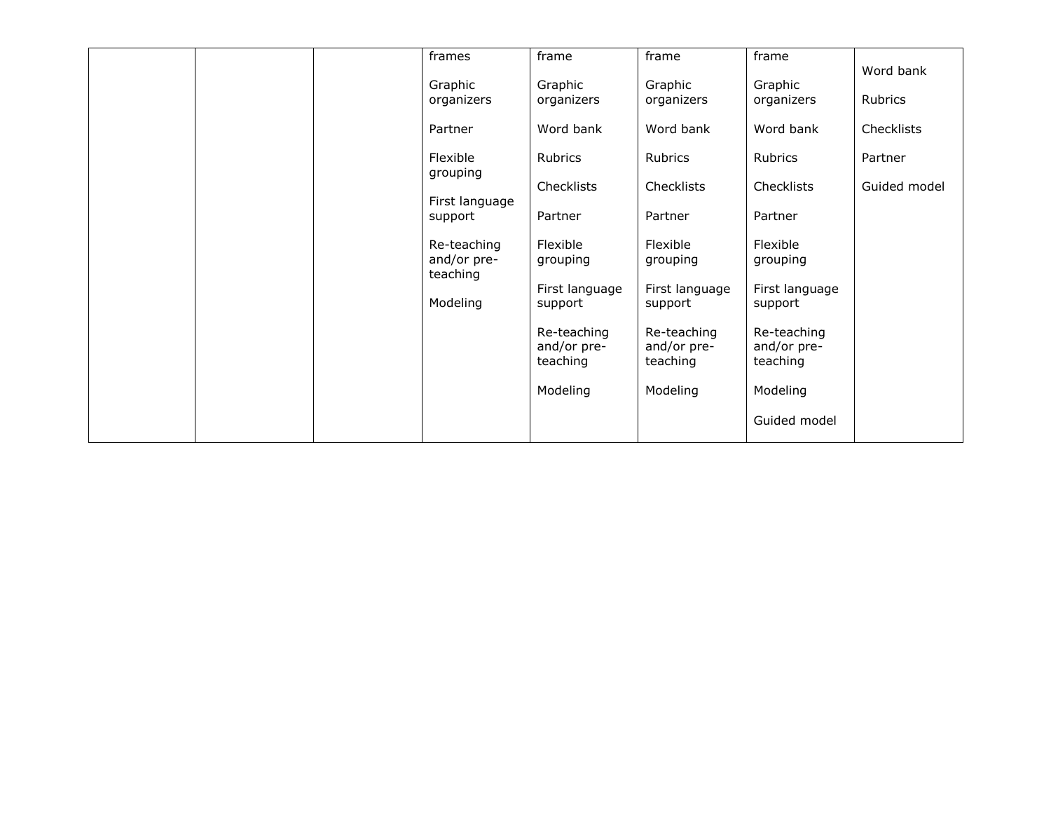| | | | | | | | |
|---|---|---|---|---|---|---|---|
| | | | frames<br><br>Graphic organizers<br><br>Partner<br><br>Flexible grouping<br><br>First language support<br><br>Re-teaching and/or pre-teaching<br><br>Modeling | frame<br><br>Graphic organizers<br><br>Word bank<br><br>Rubrics<br><br>Checklists<br><br>Partner<br><br>Flexible grouping<br><br>First language support<br><br>Re-teaching and/or pre-teaching<br><br>Modeling | frame<br><br>Graphic organizers<br><br>Word bank<br><br>Rubrics<br><br>Checklists<br><br>Partner<br><br>Flexible grouping<br><br>First language support<br><br>Re-teaching and/or pre-teaching<br><br>Modeling | frame<br><br>Graphic organizers<br><br>Word bank<br><br>Rubrics<br><br>Checklists<br><br>Partner<br><br>Flexible grouping<br><br>First language support<br><br>Re-teaching and/or pre-teaching<br><br>Modeling<br><br>Guided model | Word bank<br><br>Rubrics<br><br>Checklists<br><br>Partner<br><br>Guided model |